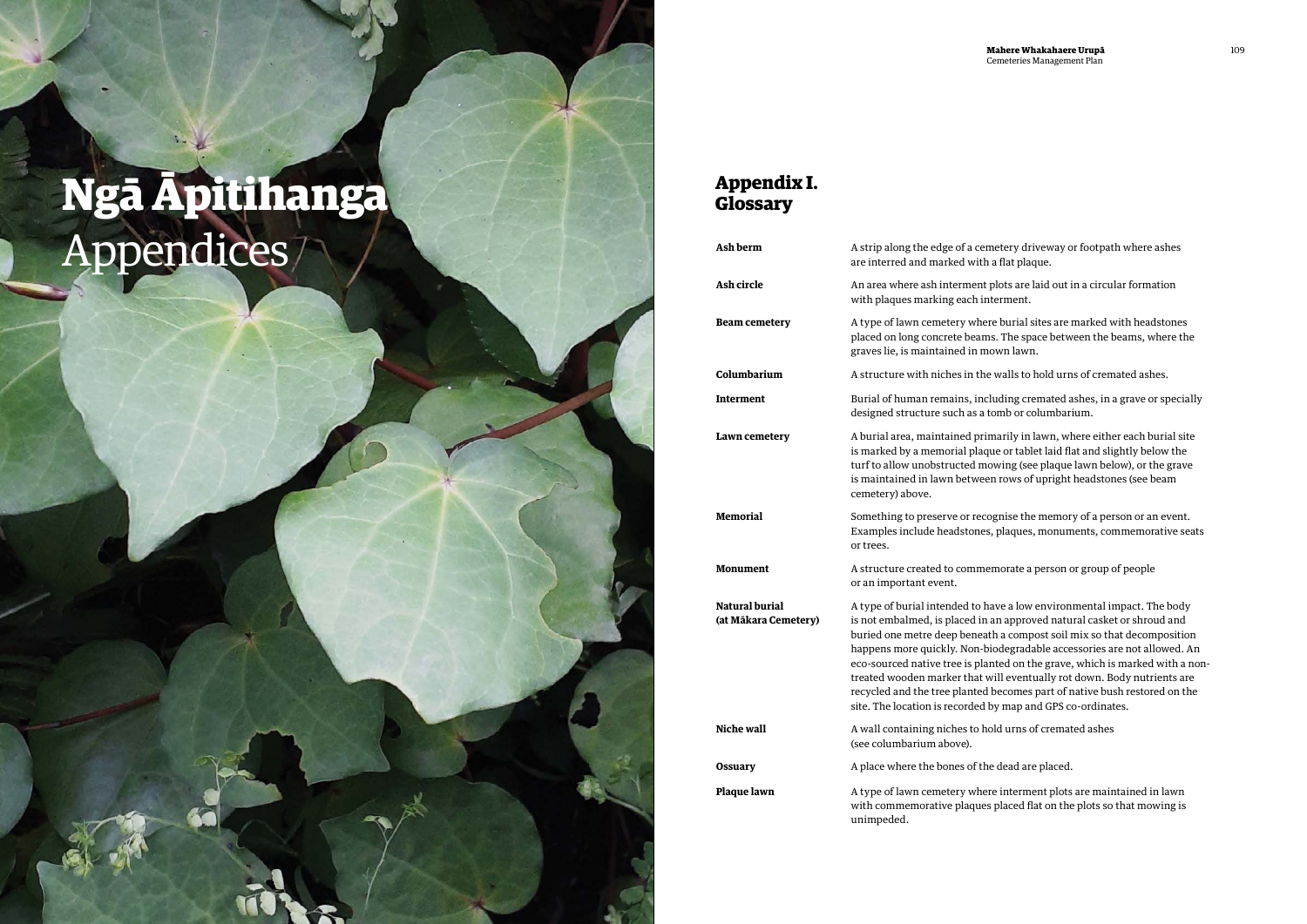# Ngā Āpitihanga
Appendices

## Appendix I. Glossary

| | |
|---|---|
| **Ash berm** | A strip along the edge of a cemetery driveway or footpath where ashes are interred and marked with a flat plaque. |
| **Ash circle** | An area where ash interment plots are laid out in a circular formation with plaques marking each interment. |
| **Beam cemetery** | A type of lawn cemetery where burial sites are marked with headstones placed on long concrete beams. The space between the beams, where the graves lie, is maintained in mown lawn. |
| **Columbarium** | A structure with niches in the walls to hold urns of cremated ashes. |
| **Interment** | Burial of human remains, including cremated ashes, in a grave or specially designed structure such as a tomb or columbarium. |
| **Lawn cemetery** | A burial area, maintained primarily in lawn, where either each burial site is marked by a memorial plaque or tablet laid flat and slightly below the turf to allow unobstructed mowing (see plaque lawn below), or the grave is maintained in lawn between rows of upright headstones (see beam cemetery) above. |
| **Memorial** | Something to preserve or recognise the memory of a person or an event. Examples include headstones, plaques, monuments, commemorative seats or trees. |
| **Monument** | A structure created to commemorate a person or group of people or an important event. |
| **Natural burial (at Mākara Cemetery)** | A type of burial intended to have a low environmental impact. The body is not embalmed, is placed in an approved natural casket or shroud and buried one metre deep beneath a compost soil mix so that decomposition happens more quickly. Non-biodegradable accessories are not allowed. An eco-sourced native tree is planted on the grave, which is marked with a non-treated wooden marker that will eventually rot down. Body nutrients are recycled and the tree planted becomes part of native bush restored on the site. The location is recorded by map and GPS co-ordinates. |
| **Niche wall** | A wall containing niches to hold urns of cremated ashes (see columbarium above). |
| **Ossuary** | A place where the bones of the dead are placed. |
| **Plaque lawn** | A type of lawn cemetery where interment plots are maintained in lawn with commemorative plaques placed flat on the plots so that mowing is unimpeded. |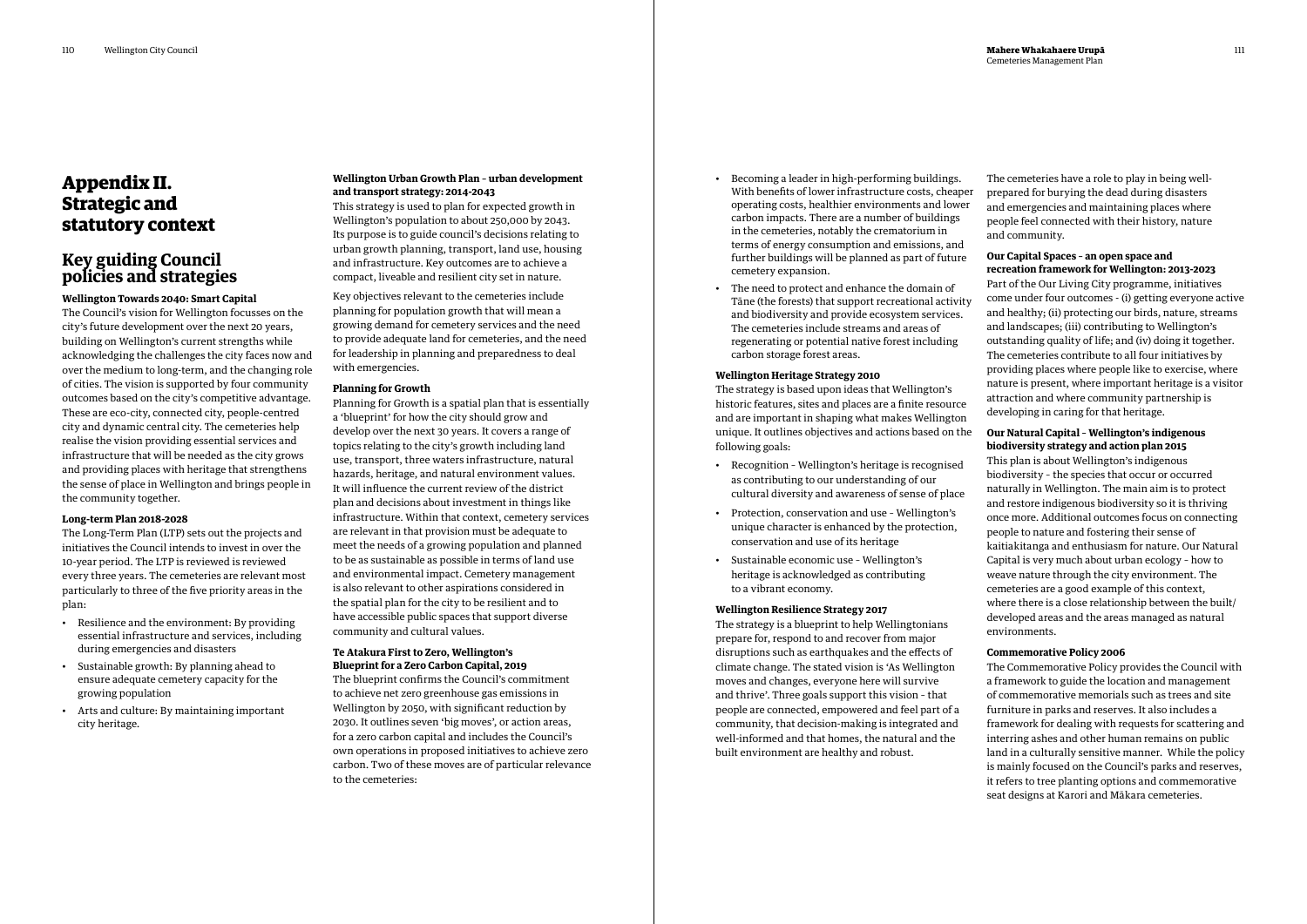# Appendix II. Strategic and statutory context

## Key guiding Council policies and strategies

**Wellington Towards 2040: Smart Capital**

The Council's vision for Wellington focusses on the city's future development over the next 20 years, building on Wellington's current strengths while acknowledging the challenges the city faces now and over the medium to long-term, and the changing role of cities. The vision is supported by four community outcomes based on the city's competitive advantage. These are eco-city, connected city, people-centred city and dynamic central city. The cemeteries help realise the vision providing essential services and infrastructure that will be needed as the city grows and providing places with heritage that strengthens the sense of place in Wellington and brings people in the community together.

**Long-term Plan 2018-2028**

The Long-Term Plan (LTP) sets out the projects and initiatives the Council intends to invest in over the 10-year period. The LTP is reviewed is reviewed every three years. The cemeteries are relevant most particularly to three of the five priority areas in the plan:

- Resilience and the environment: By providing essential infrastructure and services, including during emergencies and disasters
- Sustainable growth: By planning ahead to ensure adequate cemetery capacity for the growing population
- Arts and culture: By maintaining important city heritage.

**Wellington Urban Growth Plan – urban development and transport strategy: 2014-2043**

This strategy is used to plan for expected growth in Wellington's population to about 250,000 by 2043. Its purpose is to guide council's decisions relating to urban growth planning, transport, land use, housing and infrastructure. Key outcomes are to achieve a compact, liveable and resilient city set in nature.

Key objectives relevant to the cemeteries include planning for population growth that will mean a growing demand for cemetery services and the need to provide adequate land for cemeteries, and the need for leadership in planning and preparedness to deal with emergencies.

**Planning for Growth**

Planning for Growth is a spatial plan that is essentially a 'blueprint' for how the city should grow and develop over the next 30 years. It covers a range of topics relating to the city's growth including land use, transport, three waters infrastructure, natural hazards, heritage, and natural environment values. It will influence the current review of the district plan and decisions about investment in things like infrastructure. Within that context, cemetery services are relevant in that provision must be adequate to meet the needs of a growing population and planned to be as sustainable as possible in terms of land use and environmental impact. Cemetery management is also relevant to other aspirations considered in the spatial plan for the city to be resilient and to have accessible public spaces that support diverse community and cultural values.

**Te Atakura First to Zero, Wellington's Blueprint for a Zero Carbon Capital, 2019**

The blueprint confirms the Council's commitment to achieve net zero greenhouse gas emissions in Wellington by 2050, with significant reduction by 2030. It outlines seven 'big moves', or action areas, for a zero carbon capital and includes the Council's own operations in proposed initiatives to achieve zero carbon. Two of these moves are of particular relevance to the cemeteries:

- Becoming a leader in high-performing buildings. With benefits of lower infrastructure costs, cheaper operating costs, healthier environments and lower carbon impacts. There are a number of buildings in the cemeteries, notably the crematorium in terms of energy consumption and emissions, and further buildings will be planned as part of future cemetery expansion.
- The need to protect and enhance the domain of Tāne (the forests) that support recreational activity and biodiversity and provide ecosystem services. The cemeteries include streams and areas of regenerating or potential native forest including carbon storage forest areas.

**Wellington Heritage Strategy 2010**

The strategy is based upon ideas that Wellington's historic features, sites and places are a finite resource and are important in shaping what makes Wellington unique. It outlines objectives and actions based on the following goals:

- Recognition – Wellington's heritage is recognised as contributing to our understanding of our cultural diversity and awareness of sense of place
- Protection, conservation and use – Wellington's unique character is enhanced by the protection, conservation and use of its heritage
- Sustainable economic use – Wellington's heritage is acknowledged as contributing to a vibrant economy.

**Wellington Resilience Strategy 2017**

The strategy is a blueprint to help Wellingtonians prepare for, respond to and recover from major disruptions such as earthquakes and the effects of climate change. The stated vision is 'As Wellington moves and changes, everyone here will survive and thrive'. Three goals support this vision – that people are connected, empowered and feel part of a community, that decision-making is integrated and well-informed and that homes, the natural and the built environment are healthy and robust.

The cemeteries have a role to play in being well-prepared for burying the dead during disasters and emergencies and maintaining places where people feel connected with their history, nature and community.

**Our Capital Spaces – an open space and recreation framework for Wellington: 2013-2023**

Part of the Our Living City programme, initiatives come under four outcomes - (i) getting everyone active and healthy; (ii) protecting our birds, nature, streams and landscapes; (iii) contributing to Wellington's outstanding quality of life; and (iv) doing it together. The cemeteries contribute to all four initiatives by providing places where people like to exercise, where nature is present, where important heritage is a visitor attraction and where community partnership is developing in caring for that heritage.

**Our Natural Capital – Wellington's indigenous biodiversity strategy and action plan 2015**

This plan is about Wellington's indigenous biodiversity – the species that occur or occurred naturally in Wellington. The main aim is to protect and restore indigenous biodiversity so it is thriving once more. Additional outcomes focus on connecting people to nature and fostering their sense of kaitiakitanga and enthusiasm for nature. Our Natural Capital is very much about urban ecology – how to weave nature through the city environment. The cemeteries are a good example of this context, where there is a close relationship between the built/developed areas and the areas managed as natural environments.

**Commemorative Policy 2006**

The Commemorative Policy provides the Council with a framework to guide the location and management of commemorative memorials such as trees and site furniture in parks and reserves. It also includes a framework for dealing with requests for scattering and interring ashes and other human remains on public land in a culturally sensitive manner. While the policy is mainly focused on the Council's parks and reserves, it refers to tree planting options and commemorative seat designs at Karori and Mākara cemeteries.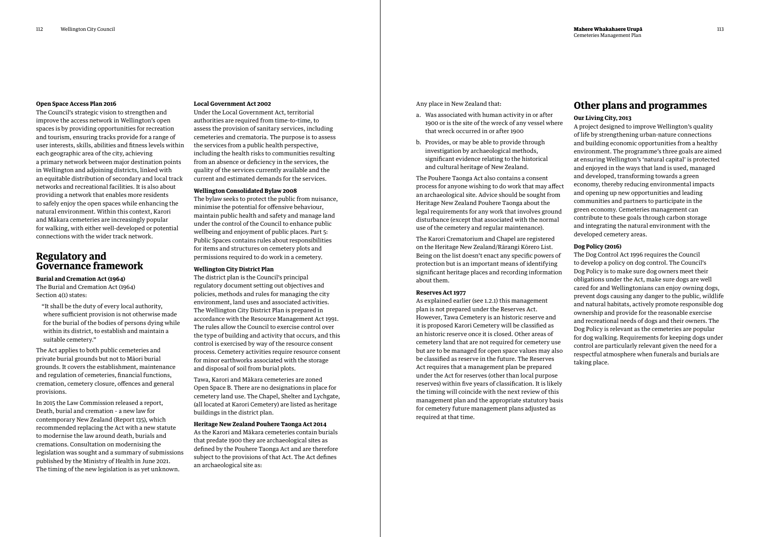**Open Space Access Plan 2016**

The Council's strategic vision to strengthen and improve the access network in Wellington's open spaces is by providing opportunities for recreation and tourism, ensuring tracks provide for a range of user interests, skills, abilities and fitness levels within each geographic area of the city, achieving a primary network between major destination points in Wellington and adjoining districts, linked with an equitable distribution of secondary and local track networks and recreational facilities. It is also about providing a network that enables more residents to safely enjoy the open spaces while enhancing the natural environment. Within this context, Karori and Mākara cemeteries are increasingly popular for walking, with either well-developed or potential connections with the wider track network.

## Regulatory and Governance framework

**Burial and Cremation Act (1964)**

The Burial and Cremation Act (1964) Section 4(1) states:

> "It shall be the duty of every local authority, where sufficient provision is not otherwise made for the burial of the bodies of persons dying while within its district, to establish and maintain a suitable cemetery."

The Act applies to both public cemeteries and private burial grounds but not to Māori burial grounds. It covers the establishment, maintenance and regulation of cemeteries, financial functions, cremation, cemetery closure, offences and general provisions.

In 2015 the Law Commission released a report, Death, burial and cremation - a new law for contemporary New Zealand (Report 135), which recommended replacing the Act with a new statute to modernise the law around death, burials and cremations. Consultation on modernising the legislation was sought and a summary of submissions published by the Ministry of Health in June 2021. The timing of the new legislation is as yet unknown.

**Local Government Act 2002**

Under the Local Government Act, territorial authorities are required from time-to-time, to assess the provision of sanitary services, including cemeteries and crematoria. The purpose is to assess the services from a public health perspective, including the health risks to communities resulting from an absence or deficiency in the services, the quality of the services currently available and the current and estimated demands for the services.

**Wellington Consolidated Bylaw 2008**

The bylaw seeks to protect the public from nuisance, minimise the potential for offensive behaviour, maintain public health and safety and manage land under the control of the Council to enhance public wellbeing and enjoyment of public places. Part 5: Public Spaces contains rules about responsibilities for items and structures on cemetery plots and permissions required to do work in a cemetery.

**Wellington City District Plan**

The district plan is the Council's principal regulatory document setting out objectives and policies, methods and rules for managing the city environment, land uses and associated activities. The Wellington City District Plan is prepared in accordance with the Resource Management Act 1991. The rules allow the Council to exercise control over the type of building and activity that occurs, and this control is exercised by way of the resource consent process. Cemetery activities require resource consent for minor earthworks associated with the storage and disposal of soil from burial plots.

Tawa, Karori and Mākara cemeteries are zoned Open Space B. There are no designations in place for cemetery land use. The Chapel, Shelter and Lychgate, (all located at Karori Cemetery) are listed as heritage buildings in the district plan.

**Heritage New Zealand Pouhere Taonga Act 2014**

As the Karori and Mākara cemeteries contain burials that predate 1900 they are archaeological sites as defined by the Pouhere Taonga Act and are therefore subject to the provisions of that Act. The Act defines an archaeological site as:

Any place in New Zealand that:

a. Was associated with human activity in or after 1900 or is the site of the wreck of any vessel where that wreck occurred in or after 1900
b. Provides, or may be able to provide through investigation by archaeological methods, significant evidence relating to the historical and cultural heritage of New Zealand.

The Pouhere Taonga Act also contains a consent process for anyone wishing to do work that may affect an archaeological site. Advice should be sought from Heritage New Zealand Pouhere Taonga about the legal requirements for any work that involves ground disturbance (except that associated with the normal use of the cemetery and regular maintenance).

The Karori Crematorium and Chapel are registered on the Heritage New Zealand/Rārangi Kōrero List. Being on the list doesn't enact any specific powers of protection but is an important means of identifying significant heritage places and recording information about them.

**Reserves Act 1977**

As explained earlier (see 1.2.1) this management plan is not prepared under the Reserves Act. However, Tawa Cemetery is an historic reserve and it is proposed Karori Cemetery will be classified as an historic reserve once it is closed. Other areas of cemetery land that are not required for cemetery use but are to be managed for open space values may also be classified as reserve in the future. The Reserves Act requires that a management plan be prepared under the Act for reserves (other than local purpose reserves) within five years of classification. It is likely the timing will coincide with the next review of this management plan and the appropriate statutory basis for cemetery future management plans adjusted as required at that time.

## Other plans and programmes

**Our Living City, 2013**

A project designed to improve Wellington's quality of life by strengthening urban-nature connections and building economic opportunities from a healthy environment. The programme's three goals are aimed at ensuring Wellington's 'natural capital' is protected and enjoyed in the ways that land is used, managed and developed, transforming towards a green economy, thereby reducing environmental impacts and opening up new opportunities and leading communities and partners to participate in the green economy. Cemeteries management can contribute to these goals through carbon storage and integrating the natural environment with the developed cemetery areas.

**Dog Policy (2016)**

The Dog Control Act 1996 requires the Council to develop a policy on dog control. The Council's Dog Policy is to make sure dog owners meet their obligations under the Act, make sure dogs are well cared for and Wellingtonians can enjoy owning dogs, prevent dogs causing any danger to the public, wildlife and natural habitats, actively promote responsible dog ownership and provide for the reasonable exercise and recreational needs of dogs and their owners. The Dog Policy is relevant as the cemeteries are popular for dog walking. Requirements for keeping dogs under control are particularly relevant given the need for a respectful atmosphere when funerals and burials are taking place.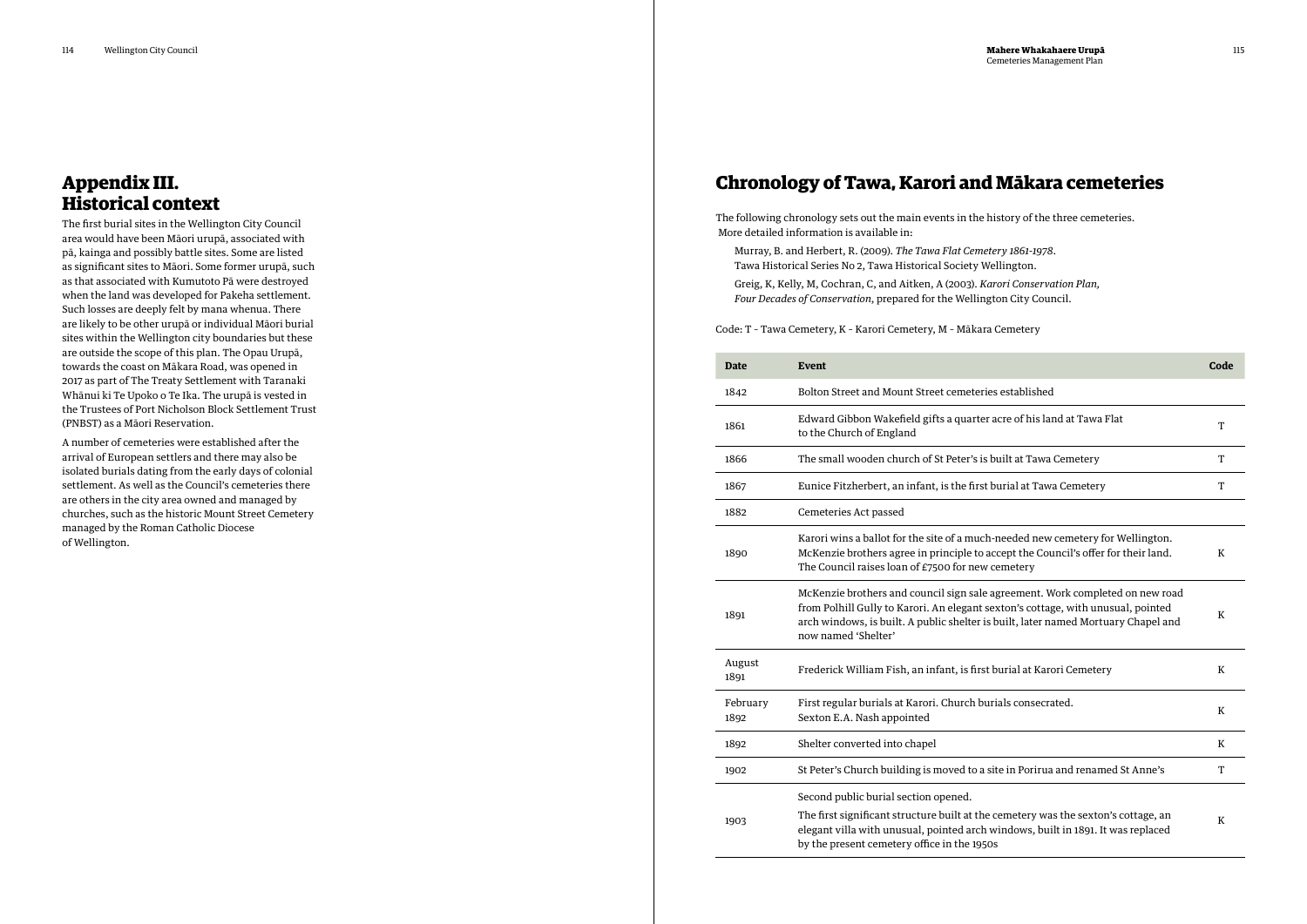# Appendix III. Historical context

The first burial sites in the Wellington City Council area would have been Māori urupā, associated with pā, kainga and possibly battle sites. Some are listed as significant sites to Māori. Some former urupā, such as that associated with Kumutoto Pā were destroyed when the land was developed for Pakeha settlement. Such losses are deeply felt by mana whenua. There are likely to be other urupā or individual Māori burial sites within the Wellington city boundaries but these are outside the scope of this plan. The Opau Urupā, towards the coast on Mākara Road, was opened in 2017 as part of The Treaty Settlement with Taranaki Whānui ki Te Upoko o Te Ika. The urupā is vested in the Trustees of Port Nicholson Block Settlement Trust (PNBST) as a Māori Reservation.

A number of cemeteries were established after the arrival of European settlers and there may also be isolated burials dating from the early days of colonial settlement. As well as the Council's cemeteries there are others in the city area owned and managed by churches, such as the historic Mount Street Cemetery managed by the Roman Catholic Diocese of Wellington.

## Chronology of Tawa, Karori and Mākara cemeteries

The following chronology sets out the main events in the history of the three cemeteries. More detailed information is available in:

Murray, B. and Herbert, R. (2009). *The Tawa Flat Cemetery 1861-1978*. Tawa Historical Series No 2, Tawa Historical Society Wellington.

Greig, K, Kelly, M, Cochran, C, and Aitken, A (2003). *Karori Conservation Plan, Four Decades of Conservation*, prepared for the Wellington City Council.

Code: T - Tawa Cemetery, K - Karori Cemetery, M - Mākara Cemetery

| Date | Event | Code |
|---|---|---|
| 1842 | Bolton Street and Mount Street cemeteries established | |
| 1861 | Edward Gibbon Wakefield gifts a quarter acre of his land at Tawa Flat to the Church of England | T |
| 1866 | The small wooden church of St Peter's is built at Tawa Cemetery | T |
| 1867 | Eunice Fitzherbert, an infant, is the first burial at Tawa Cemetery | T |
| 1882 | Cemeteries Act passed | |
| 1890 | Karori wins a ballot for the site of a much-needed new cemetery for Wellington. McKenzie brothers agree in principle to accept the Council's offer for their land. The Council raises loan of £7500 for new cemetery | K |
| 1891 | McKenzie brothers and council sign sale agreement. Work completed on new road from Polhill Gully to Karori. An elegant sexton's cottage, with unusual, pointed arch windows, is built. A public shelter is built, later named Mortuary Chapel and now named 'Shelter' | K |
| August 1891 | Frederick William Fish, an infant, is first burial at Karori Cemetery | K |
| February 1892 | First regular burials at Karori. Church burials consecrated. Sexton E.A. Nash appointed | K |
| 1892 | Shelter converted into chapel | K |
| 1902 | St Peter's Church building is moved to a site in Porirua and renamed St Anne's | T |
| 1903 | Second public burial section opened. The first significant structure built at the cemetery was the sexton's cottage, an elegant villa with unusual, pointed arch windows, built in 1891. It was replaced by the present cemetery office in the 1950s | K |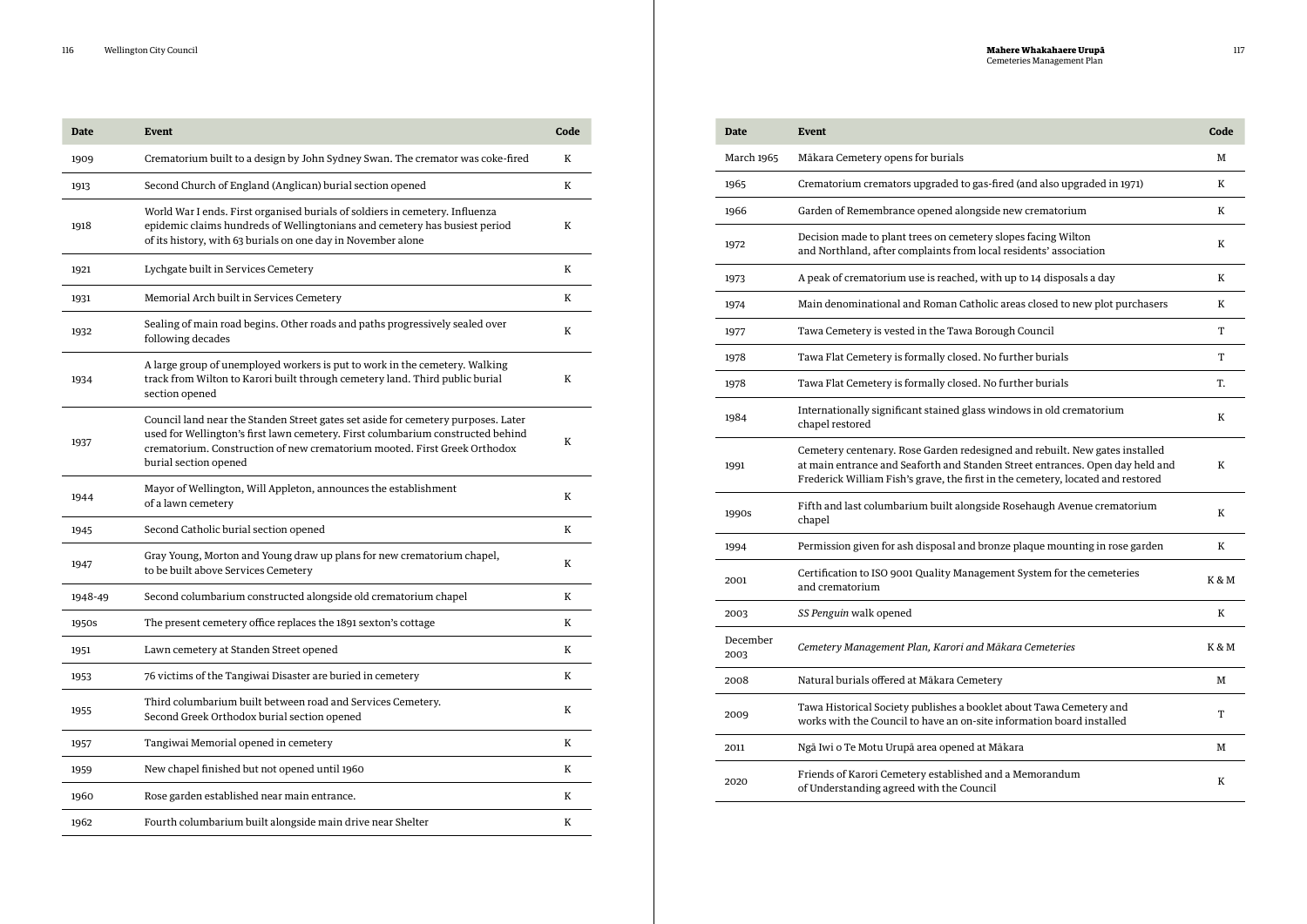| Date | Event | Code |
|---|---|---|
| 1909 | Crematorium built to a design by John Sydney Swan. The cremator was coke-fired | K |
| 1913 | Second Church of England (Anglican) burial section opened | K |
| 1918 | World War I ends. First organised burials of soldiers in cemetery. Influenza epidemic claims hundreds of Wellingtonians and cemetery has busiest period of its history, with 63 burials on one day in November alone | K |
| 1921 | Lychgate built in Services Cemetery | K |
| 1931 | Memorial Arch built in Services Cemetery | K |
| 1932 | Sealing of main road begins. Other roads and paths progressively sealed over following decades | K |
| 1934 | A large group of unemployed workers is put to work in the cemetery. Walking track from Wilton to Karori built through cemetery land. Third public burial section opened | K |
| 1937 | Council land near the Standen Street gates set aside for cemetery purposes. Later used for Wellington's first lawn cemetery. First columbarium constructed behind crematorium. Construction of new crematorium mooted. First Greek Orthodox burial section opened | K |
| 1944 | Mayor of Wellington, Will Appleton, announces the establishment of a lawn cemetery | K |
| 1945 | Second Catholic burial section opened | K |
| 1947 | Gray Young, Morton and Young draw up plans for new crematorium chapel, to be built above Services Cemetery | K |
| 1948-49 | Second columbarium constructed alongside old crematorium chapel | K |
| 1950s | The present cemetery office replaces the 1891 sexton's cottage | K |
| 1951 | Lawn cemetery at Standen Street opened | K |
| 1953 | 76 victims of the Tangiwai Disaster are buried in cemetery | K |
| 1955 | Third columbarium built between road and Services Cemetery. Second Greek Orthodox burial section opened | K |
| 1957 | Tangiwai Memorial opened in cemetery | K |
| 1959 | New chapel finished but not opened until 1960 | K |
| 1960 | Rose garden established near main entrance. | K |
| 1962 | Fourth columbarium built alongside main drive near Shelter | K |
| March 1965 | Mākara Cemetery opens for burials | M |
| 1965 | Crematorium cremators upgraded to gas-fired (and also upgraded in 1971) | K |
| 1966 | Garden of Remembrance opened alongside new crematorium | K |
| 1972 | Decision made to plant trees on cemetery slopes facing Wilton and Northland, after complaints from local residents' association | K |
| 1973 | A peak of crematorium use is reached, with up to 14 disposals a day | K |
| 1974 | Main denominational and Roman Catholic areas closed to new plot purchasers | K |
| 1977 | Tawa Cemetery is vested in the Tawa Borough Council | T |
| 1978 | Tawa Flat Cemetery is formally closed. No further burials | T |
| 1978 | Tawa Flat Cemetery is formally closed. No further burials | T. |
| 1984 | Internationally significant stained glass windows in old crematorium chapel restored | K |
| 1991 | Cemetery centenary. Rose Garden redesigned and rebuilt. New gates installed at main entrance and Seaforth and Standen Street entrances. Open day held and Frederick William Fish's grave, the first in the cemetery, located and restored | K |
| 1990s | Fifth and last columbarium built alongside Rosehaugh Avenue crematorium chapel | K |
| 1994 | Permission given for ash disposal and bronze plaque mounting in rose garden | K |
| 2001 | Certification to ISO 9001 Quality Management System for the cemeteries and crematorium | K & M |
| 2003 | *SS Penguin* walk opened | K |
| December 2003 | *Cemetery Management Plan, Karori and Mākara Cemeteries* | K & M |
| 2008 | Natural burials offered at Mākara Cemetery | M |
| 2009 | Tawa Historical Society publishes a booklet about Tawa Cemetery and works with the Council to have an on-site information board installed | T |
| 2011 | Ngā Iwi o Te Motu Urupā area opened at Mākara | M |
| 2020 | Friends of Karori Cemetery established and a Memorandum of Understanding agreed with the Council | K |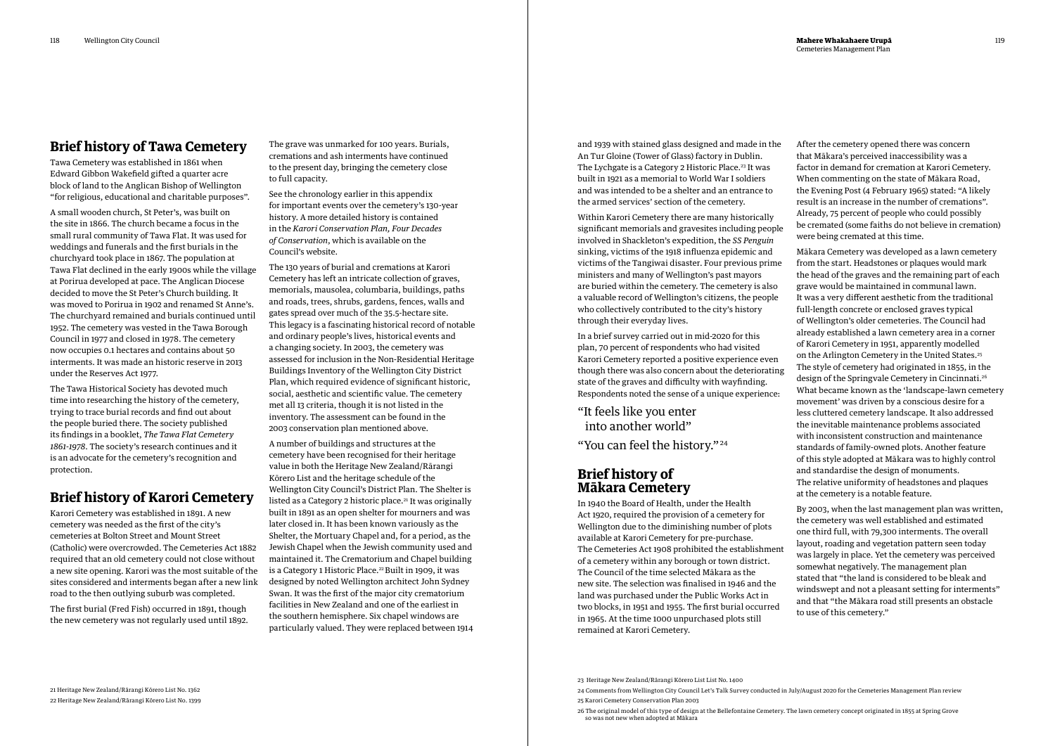## Brief history of Tawa Cemetery

Tawa Cemetery was established in 1861 when Edward Gibbon Wakefield gifted a quarter acre block of land to the Anglican Bishop of Wellington "for religious, educational and charitable purposes".

A small wooden church, St Peter's, was built on the site in 1866. The church became a focus in the small rural community of Tawa Flat. It was used for weddings and funerals and the first burials in the churchyard took place in 1867. The population at Tawa Flat declined in the early 1900s while the village at Porirua developed at pace. The Anglican Diocese decided to move the St Peter's Church building. It was moved to Porirua in 1902 and renamed St Anne's. The churchyard remained and burials continued until 1952. The cemetery was vested in the Tawa Borough Council in 1977 and closed in 1978. The cemetery now occupies 0.1 hectares and contains about 50 interments. It was made an historic reserve in 2013 under the Reserves Act 1977.

The Tawa Historical Society has devoted much time into researching the history of the cemetery, trying to trace burial records and find out about the people buried there. The society published its findings in a booklet, *The Tawa Flat Cemetery 1861-1978*. The society's research continues and it is an advocate for the cemetery's recognition and protection.

## Brief history of Karori Cemetery

Karori Cemetery was established in 1891. A new cemetery was needed as the first of the city's cemeteries at Bolton Street and Mount Street (Catholic) were overcrowded. The Cemeteries Act 1882 required that an old cemetery could not close without a new site opening. Karori was the most suitable of the sites considered and interments began after a new link road to the then outlying suburb was completed.

The first burial (Fred Fish) occurred in 1891, though the new cemetery was not regularly used until 1892. The grave was unmarked for 100 years. Burials, cremations and ash interments have continued to the present day, bringing the cemetery close to full capacity.

See the chronology earlier in this appendix for important events over the cemetery's 130-year history. A more detailed history is contained in the *Karori Conservation Plan, Four Decades of Conservation*, which is available on the Council's website.

The 130 years of burial and cremations at Karori Cemetery has left an intricate collection of graves, memorials, mausolea, columbaria, buildings, paths and roads, trees, shrubs, gardens, fences, walls and gates spread over much of the 35.5-hectare site. This legacy is a fascinating historical record of notable and ordinary people's lives, historical events and a changing society. In 2003, the cemetery was assessed for inclusion in the Non-Residential Heritage Buildings Inventory of the Wellington City District Plan, which required evidence of significant historic, social, aesthetic and scientific value. The cemetery met all 13 criteria, though it is not listed in the inventory. The assessment can be found in the 2003 conservation plan mentioned above.

A number of buildings and structures at the cemetery have been recognised for their heritage value in both the Heritage New Zealand/Rārangi Kōrero List and the heritage schedule of the Wellington City Council's District Plan. The Shelter is listed as a Category 2 historic place.[21] It was originally built in 1891 as an open shelter for mourners and was later closed in. It has been known variously as the Shelter, the Mortuary Chapel and, for a period, as the Jewish Chapel when the Jewish community used and maintained it. The Crematorium and Chapel building is a Category 1 Historic Place.[22] Built in 1909, it was designed by noted Wellington architect John Sydney Swan. It was the first of the major city crematorium facilities in New Zealand and one of the earliest in the southern hemisphere. Six chapel windows are particularly valued. They were replaced between 1914 and 1939 with stained glass designed and made in the An Tur Gloine (Tower of Glass) factory in Dublin. The Lychgate is a Category 2 Historic Place.[23] It was built in 1921 as a memorial to World War I soldiers and was intended to be a shelter and an entrance to the armed services' section of the cemetery.

Within Karori Cemetery there are many historically significant memorials and gravesites including people involved in Shackleton's expedition, the *SS Penguin* sinking, victims of the 1918 influenza epidemic and victims of the Tangiwai disaster. Four previous prime ministers and many of Wellington's past mayors are buried within the cemetery. The cemetery is also a valuable record of Wellington's citizens, the people who collectively contributed to the city's history through their everyday lives.

In a brief survey carried out in mid-2020 for this plan, 70 percent of respondents who had visited Karori Cemetery reported a positive experience even though there was also concern about the deteriorating state of the graves and difficulty with wayfinding. Respondents noted the sense of a unique experience:

"It feels like you enter into another world"

"You can feel the history."[24]

## Brief history of Mākara Cemetery

In 1940 the Board of Health, under the Health Act 1920, required the provision of a cemetery for Wellington due to the diminishing number of plots available at Karori Cemetery for pre-purchase. The Cemeteries Act 1908 prohibited the establishment of a cemetery within any borough or town district. The Council of the time selected Mākara as the new site. The selection was finalised in 1946 and the land was purchased under the Public Works Act in two blocks, in 1951 and 1955. The first burial occurred in 1965. At the time 1000 unpurchased plots still remained at Karori Cemetery.

After the cemetery opened there was concern that Mākara's perceived inaccessibility was a factor in demand for cremation at Karori Cemetery. When commenting on the state of Mākara Road, the Evening Post (4 February 1965) stated: "A likely result is an increase in the number of cremations". Already, 75 percent of people who could possibly be cremated (some faiths do not believe in cremation) were being cremated at this time.

Mākara Cemetery was developed as a lawn cemetery from the start. Headstones or plaques would mark the head of the graves and the remaining part of each grave would be maintained in communal lawn. It was a very different aesthetic from the traditional full-length concrete or enclosed graves typical of Wellington's older cemeteries. The Council had already established a lawn cemetery area in a corner of Karori Cemetery in 1951, apparently modelled on the Arlington Cemetery in the United States.[25] The style of cemetery had originated in 1855, in the design of the Springvale Cemetery in Cincinnati.[26] What became known as the 'landscape-lawn cemetery movement' was driven by a conscious desire for a less cluttered cemetery landscape. It also addressed the inevitable maintenance problems associated with inconsistent construction and maintenance standards of family-owned plots. Another feature of this style adopted at Mākara was to highly control and standardise the design of monuments. The relative uniformity of headstones and plaques at the cemetery is a notable feature.

By 2003, when the last management plan was written, the cemetery was well established and estimated one third full, with 79,300 interments. The overall layout, roading and vegetation pattern seen today was largely in place. Yet the cemetery was perceived somewhat negatively. The management plan stated that "the land is considered to be bleak and windswept and not a pleasant setting for interments" and that "the Mākara road still presents an obstacle to use of this cemetery."

21 Heritage New Zealand/Rārangi Kōrero List No. 1362

22 Heritage New Zealand/Rārangi Kōrero List No. 1399

23 Heritage New Zealand/Rārangi Kōrero List No. 1400

24 Comments from Wellington City Council Let's Talk Survey conducted in July/August 2020 for the Cemeteries Management Plan review

25 Karori Cemetery Conservation Plan 2003

26 The original model of this type of design at the Bellefontaine Cemetery. The lawn cemetery concept originated in 1855 at Spring Grove so was not new when adopted at Mākara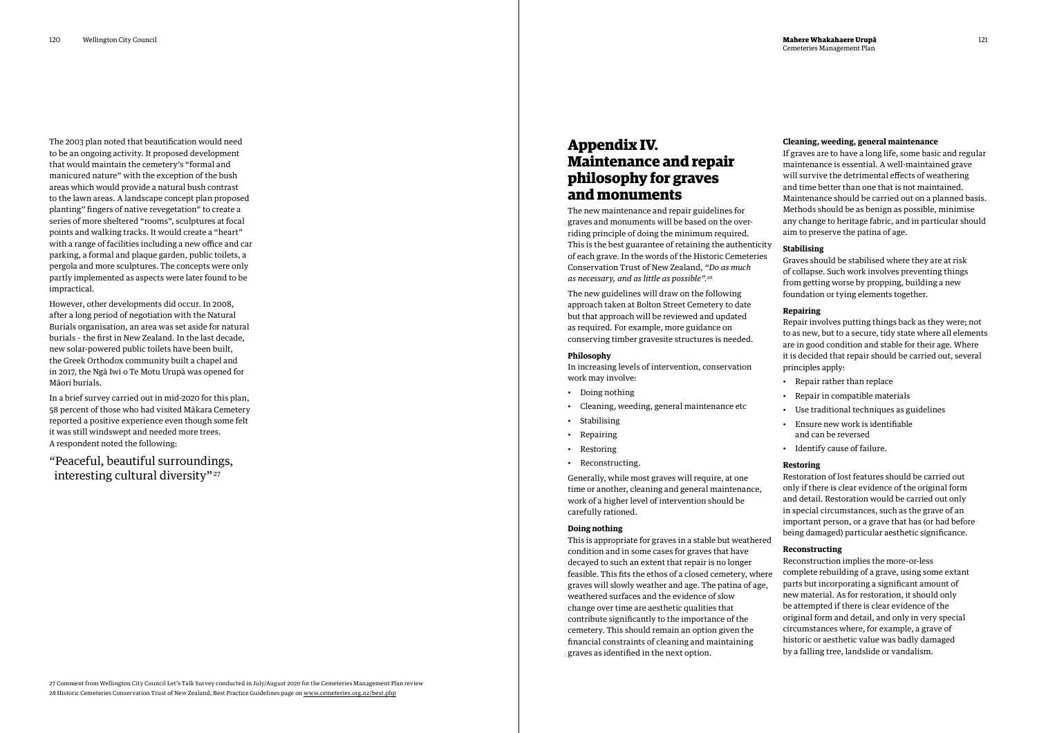The 2003 plan noted that beautification would need to be an ongoing activity. It proposed development that would maintain the cemetery's "formal and manicured nature" with the exception of the bush areas which would provide a natural bush contrast to the lawn areas. A landscape concept plan proposed planting" fingers of native revegetation" to create a series of more sheltered "rooms", sculptures at focal points and walking tracks. It would create a "heart" with a range of facilities including a new office and car parking, a formal and plaque garden, public toilets, a pergola and more sculptures. The concepts were only partly implemented as aspects were later found to be impractical.

However, other developments did occur. In 2008, after a long period of negotiation with the Natural Burials organisation, an area was set aside for natural burials - the first in New Zealand. In the last decade, new solar-powered public toilets have been built, the Greek Orthodox community built a chapel and in 2017, the Ngā Iwi o Te Motu Urupā was opened for Māori burials.

In a brief survey carried out in mid-2020 for this plan, 58 percent of those who had visited Mākara Cemetery reported a positive experience even though some felt it was still windswept and needed more trees. A respondent noted the following:

> "Peaceful, beautiful surroundings, interesting cultural diversity"[27]

# Appendix IV. Maintenance and repair philosophy for graves and monuments

The new maintenance and repair guidelines for graves and monuments will be based on the over-riding principle of doing the minimum required. This is the best guarantee of retaining the authenticity of each grave. In the words of the Historic Cemeteries Conservation Trust of New Zealand, *"Do as much as necessary, and as little as possible".[28]*

The new guidelines will draw on the following approach taken at Bolton Street Cemetery to date but that approach will be reviewed and updated as required. For example, more guidance on conserving timber gravesite structures is needed.

**Philosophy**

In increasing levels of intervention, conservation work may involve:

- Doing nothing
- Cleaning, weeding, general maintenance etc
- Stabilising
- Repairing
- Restoring
- Reconstructing.

Generally, while most graves will require, at one time or another, cleaning and general maintenance, work of a higher level of intervention should be carefully rationed.

**Doing nothing**

This is appropriate for graves in a stable but weathered condition and in some cases for graves that have decayed to such an extent that repair is no longer feasible. This fits the ethos of a closed cemetery, where graves will slowly weather and age. The patina of age, weathered surfaces and the evidence of slow change over time are aesthetic qualities that contribute significantly to the importance of the cemetery. This should remain an option given the financial constraints of cleaning and maintaining graves as identified in the next option.

**Cleaning, weeding, general maintenance**

If graves are to have a long life, some basic and regular maintenance is essential. A well-maintained grave will survive the detrimental effects of weathering and time better than one that is not maintained. Maintenance should be carried out on a planned basis. Methods should be as benign as possible, minimise any change to heritage fabric, and in particular should aim to preserve the patina of age.

**Stabilising**

Graves should be stabilised where they are at risk of collapse. Such work involves preventing things from getting worse by propping, building a new foundation or tying elements together.

**Repairing**

Repair involves putting things back as they were; not to as new, but to a secure, tidy state where all elements are in good condition and stable for their age. Where it is decided that repair should be carried out, several principles apply:

- Repair rather than replace
- Repair in compatible materials
- Use traditional techniques as guidelines
- Ensure new work is identifiable and can be reversed
- Identify cause of failure.

**Restoring**

Restoration of lost features should be carried out only if there is clear evidence of the original form and detail. Restoration would be carried out only in special circumstances, such as the grave of an important person, or a grave that has (or had before being damaged) particular aesthetic significance.

**Reconstructing**

Reconstruction implies the more-or-less complete rebuilding of a grave, using some extant parts but incorporating a significant amount of new material. As for restoration, it should only be attempted if there is clear evidence of the original form and detail, and only in very special circumstances where, for example, a grave of historic or aesthetic value was badly damaged by a falling tree, landslide or vandalism.

27 Comment from Wellington City Council Let's Talk Survey conducted in July/August 2020 for the Cemeteries Management Plan review

28 Historic Cemeteries Conservation Trust of New Zealand, Best Practice Guidelines page on www.cemeteries.org.nz/best.php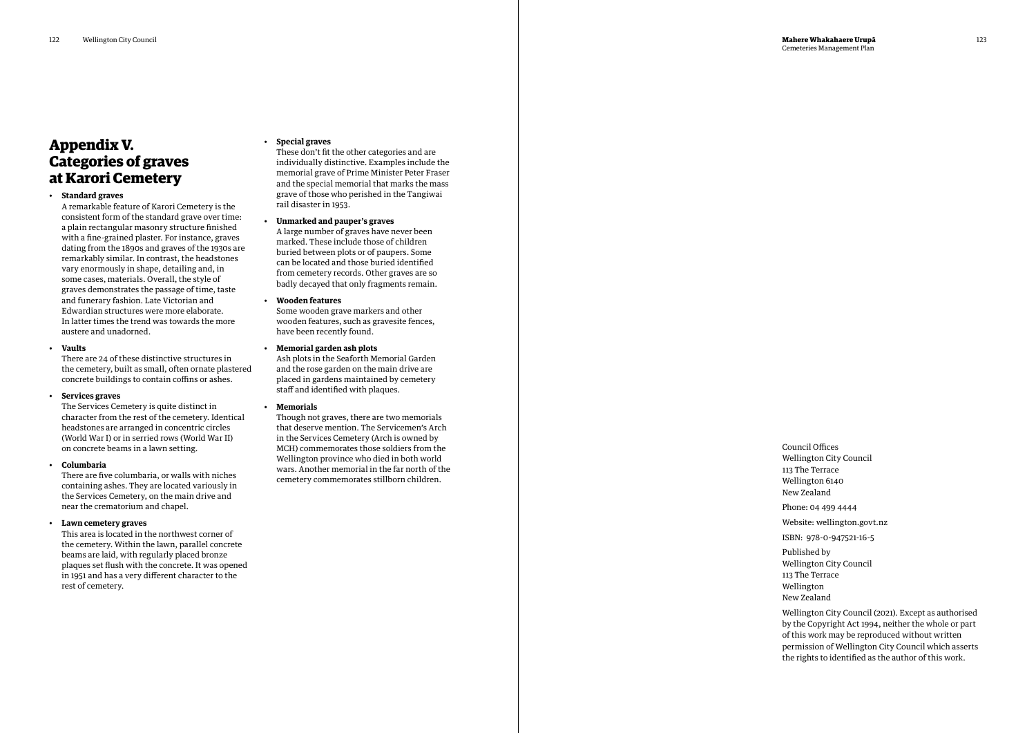# Appendix V. Categories of graves at Karori Cemetery

- **Standard graves**
  A remarkable feature of Karori Cemetery is the consistent form of the standard grave over time: a plain rectangular masonry structure finished with a fine-grained plaster. For instance, graves dating from the 1890s and graves of the 1930s are remarkably similar. In contrast, the headstones vary enormously in shape, detailing and, in some cases, materials. Overall, the style of graves demonstrates the passage of time, taste and funerary fashion. Late Victorian and Edwardian structures were more elaborate. In latter times the trend was towards the more austere and unadorned.

- **Vaults**
  There are 24 of these distinctive structures in the cemetery, built as small, often ornate plastered concrete buildings to contain coffins or ashes.

- **Services graves**
  The Services Cemetery is quite distinct in character from the rest of the cemetery. Identical headstones are arranged in concentric circles (World War I) or in serried rows (World War II) on concrete beams in a lawn setting.

- **Columbaria**
  There are five columbaria, or walls with niches containing ashes. They are located variously in the Services Cemetery, on the main drive and near the crematorium and chapel.

- **Lawn cemetery graves**
  This area is located in the northwest corner of the cemetery. Within the lawn, parallel concrete beams are laid, with regularly placed bronze plaques set flush with the concrete. It was opened in 1951 and has a very different character to the rest of cemetery.

- **Special graves**
  These don't fit the other categories and are individually distinctive. Examples include the memorial grave of Prime Minister Peter Fraser and the special memorial that marks the mass grave of those who perished in the Tangiwai rail disaster in 1953.

- **Unmarked and pauper's graves**
  A large number of graves have never been marked. These include those of children buried between plots or of paupers. Some can be located and those buried identified from cemetery records. Other graves are so badly decayed that only fragments remain.

- **Wooden features**
  Some wooden grave markers and other wooden features, such as gravesite fences, have been recently found.

- **Memorial garden ash plots**
  Ash plots in the Seaforth Memorial Garden and the rose garden on the main drive are placed in gardens maintained by cemetery staff and identified with plaques.

- **Memorials**
  Though not graves, there are two memorials that deserve mention. The Servicemen's Arch in the Services Cemetery (Arch is owned by MCH) commemorates those soldiers from the Wellington province who died in both world wars. Another memorial in the far north of the cemetery commemorates stillborn children.

Council Offices
Wellington City Council
113 The Terrace
Wellington 6140
New Zealand

Phone: 04 499 4444

Website: wellington.govt.nz

ISBN: 978-0-947521-16-5

Published by
Wellington City Council
113 The Terrace
Wellington
New Zealand

Wellington City Council (2021). Except as authorised by the Copyright Act 1994, neither the whole or part of this work may be reproduced without written permission of Wellington City Council which asserts the rights to identified as the author of this work.